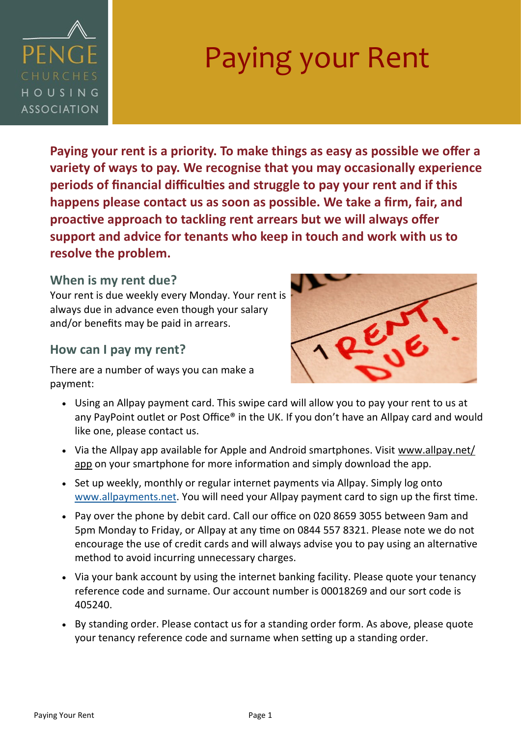PENGE CHURCHES HOUSING ASSOCIATION

# Paying your Rent

**Paying your rent is a priority. To make things as easy as possible we offer a variety of ways to pay. We recognise that you may occasionally experience periods of financial difficulties and struggle to pay your rent and if this happens please contact us as soon as possible. We take a firm, fair, and proactive approach to tackling rent arrears but we will always offer support and advice for tenants who keep in touch and work with us to resolve the problem.**

## When is my rent due?

Your rent is due weekly every Monday. Your rent is always due in advance even though your salary and/or benefits may be paid in arrears.

## How can I pay my rent?

There are a number of ways you can make a payment:

- Using an Allpay payment card. This swipe card will allow you to pay your rent to us at any PayPoint outlet or Post Office® in the UK. If you don't have an Allpay card and would like one, please contact us.
- Via the Allpay app available for Apple and Android smartphones. Visit www.allpay.net/app on your smartphone for more information and simply download the app.
- Set up weekly, monthly or regular internet payments via Allpay. Simply log onto www.allpayments.net. You will need your Allpay payment card to sign up the first time.
- Pay over the phone by debit card. Call our office on 020 8659 3055 between 9am and 5pm Monday to Friday, or Allpay at any time on 0844 557 8321. Please note we do not encourage the use of credit cards and will always advise you to pay using an alternative method to avoid incurring unnecessary charges.
- Via your bank account by using the internet banking facility. Please quote your tenancy reference code and surname. Our account number is 00018269 and our sort code is 405240.
- By standing order. Please contact us for a standing order form. As above, please quote your tenancy reference code and surname when setting up a standing order.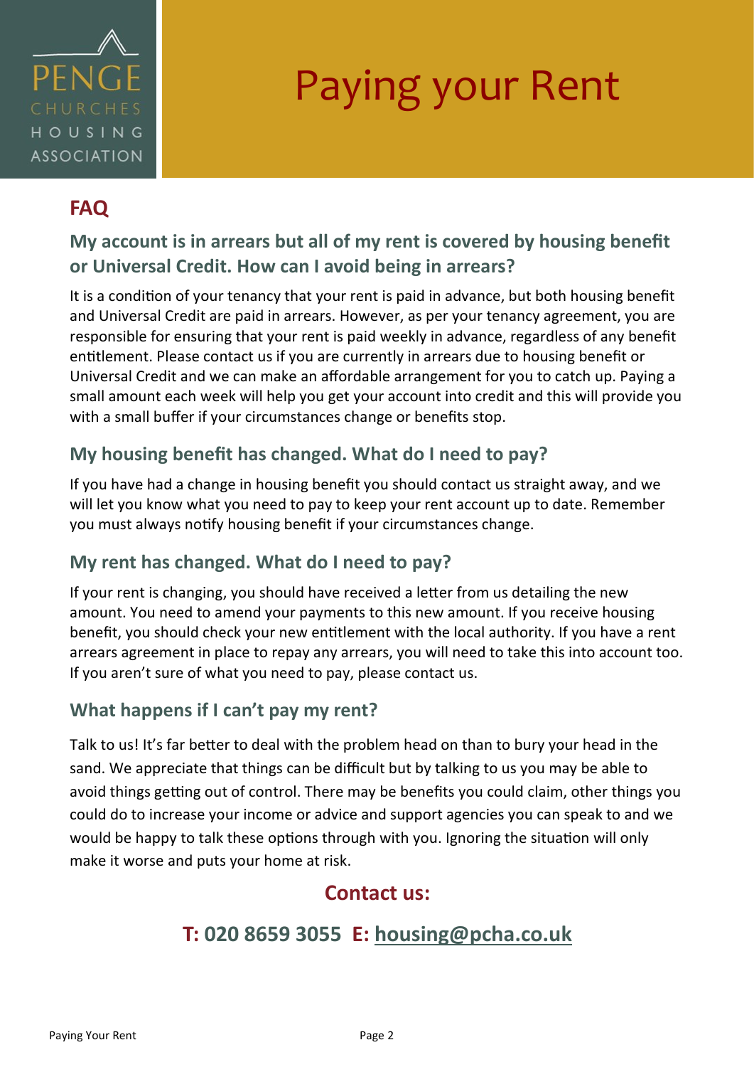PENGE CHURCHES HOUSING ASSOCIATION

# Paying your Rent

## FAQ

### My account is in arrears but all of my rent is covered by housing benefit or Universal Credit. How can I avoid being in arrears?

It is a condition of your tenancy that your rent is paid in advance, but both housing benefit and Universal Credit are paid in arrears. However, as per your tenancy agreement, you are responsible for ensuring that your rent is paid weekly in advance, regardless of any benefit entitlement. Please contact us if you are currently in arrears due to housing benefit or Universal Credit and we can make an affordable arrangement for you to catch up. Paying a small amount each week will help you get your account into credit and this will provide you with a small buffer if your circumstances change or benefits stop.

### My housing benefit has changed. What do I need to pay?

If you have had a change in housing benefit you should contact us straight away, and we will let you know what you need to pay to keep your rent account up to date. Remember you must always notify housing benefit if your circumstances change.

### My rent has changed. What do I need to pay?

If your rent is changing, you should have received a letter from us detailing the new amount. You need to amend your payments to this new amount. If you receive housing benefit, you should check your new entitlement with the local authority. If you have a rent arrears agreement in place to repay any arrears, you will need to take this into account too. If you aren't sure of what you need to pay, please contact us.

### What happens if I can't pay my rent?

Talk to us! It's far better to deal with the problem head on than to bury your head in the sand. We appreciate that things can be difficult but by talking to us you may be able to avoid things getting out of control. There may be benefits you could claim, other things you could do to increase your income or advice and support agencies you can speak to and we would be happy to talk these options through with you. Ignoring the situation will only make it worse and puts your home at risk.

## Contact us:

**T: 020 8659 3055 E: housing@pcha.co.uk**